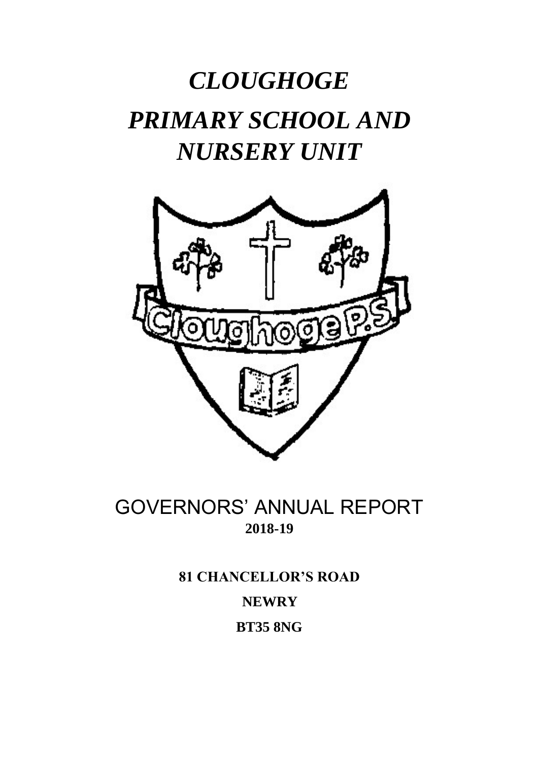# *CLOUGHOGE*

# *PRIMARY SCHOOL AND NURSERY UNIT*

## GOVERNORS' ANNUAL REPORT

**2018-19**

**81 CHANCELLOR'S ROAD**

**NEWRY**

**BT35 8NG**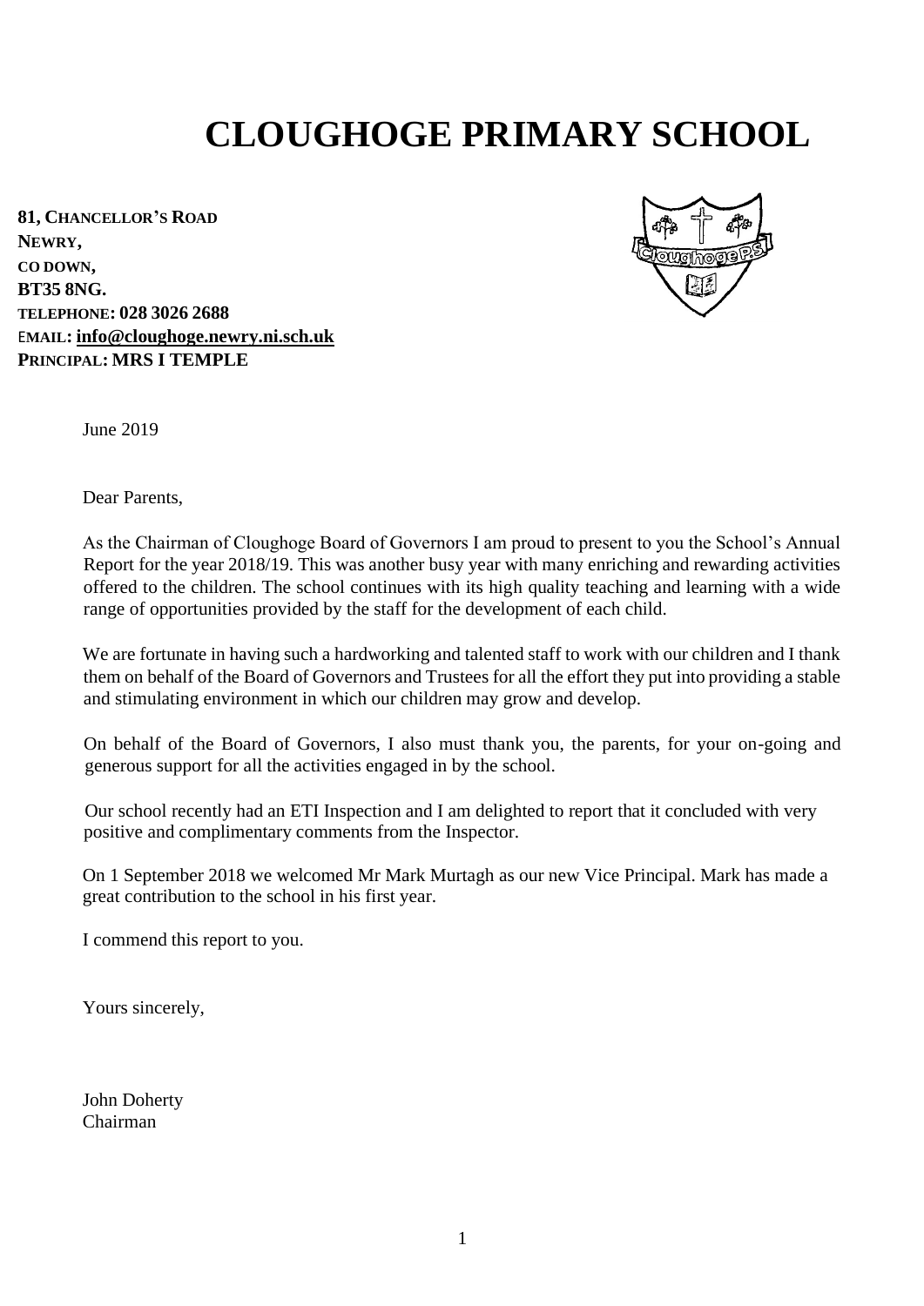# CLOUGHOGE PRIMARY SCHOOL

**81, CHANCELLOR'S ROAD**
**NEWRY,**
**CO DOWN,**
**BT35 8NG.**
**TELEPHONE: 028 3026 2688**
**EMAIL: info@cloughoge.newry.ni.sch.uk**
**PRINCIPAL: MRS I TEMPLE**

June 2019

Dear Parents,

As the Chairman of Cloughoge Board of Governors I am proud to present to you the School's Annual Report for the year 2018/19. This was another busy year with many enriching and rewarding activities offered to the children. The school continues with its high quality teaching and learning with a wide range of opportunities provided by the staff for the development of each child.

We are fortunate in having such a hardworking and talented staff to work with our children and I thank them on behalf of the Board of Governors and Trustees for all the effort they put into providing a stable and stimulating environment in which our children may grow and develop.

On behalf of the Board of Governors, I also must thank you, the parents, for your on-going and generous support for all the activities engaged in by the school.

Our school recently had an ETI Inspection and I am delighted to report that it concluded with very positive and complimentary comments from the Inspector.

On 1 September 2018 we welcomed Mr Mark Murtagh as our new Vice Principal. Mark has made a great contribution to the school in his first year.

I commend this report to you.

Yours sincerely,

John Doherty
Chairman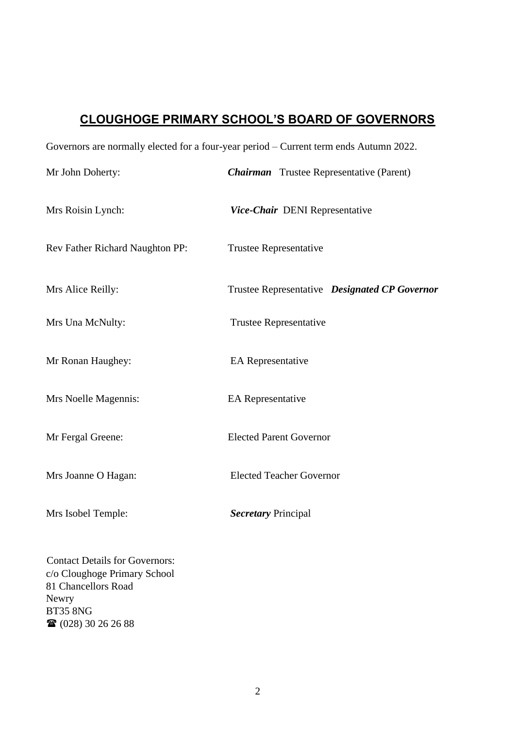## CLOUGHOGE PRIMARY SCHOOL'S BOARD OF GOVERNORS

Governors are normally elected for a four-year period – Current term ends Autumn 2022.

Mr John Doherty: ***Chairman*** Trustee Representative (Parent)

Mrs Roisin Lynch: ***Vice-Chair*** DENI Representative

Rev Father Richard Naughton PP: Trustee Representative

Mrs Alice Reilly: Trustee Representative ***Designated CP Governor***

Mrs Una McNulty: Trustee Representative

Mr Ronan Haughey: EA Representative

Mrs Noelle Magennis: EA Representative

Mr Fergal Greene: Elected Parent Governor

Mrs Joanne O Hagan: Elected Teacher Governor

Mrs Isobel Temple: ***Secretary*** Principal

Contact Details for Governors:
c/o Cloughoge Primary School
81 Chancellors Road
Newry
BT35 8NG
☎ (028) 30 26 26 88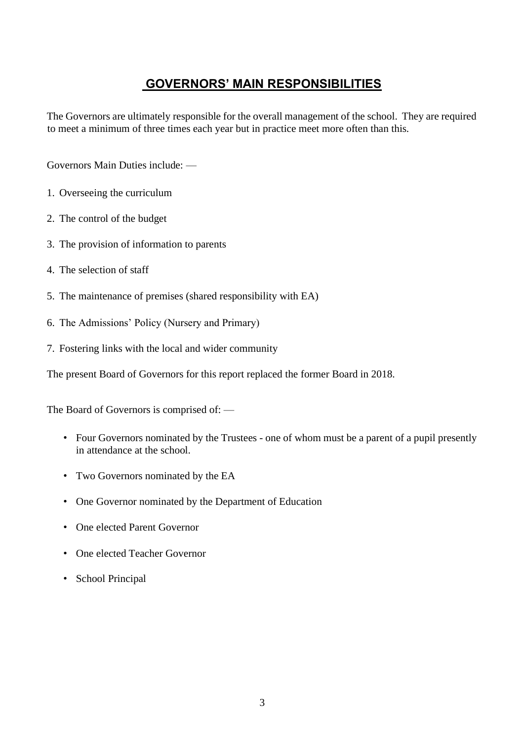## GOVERNORS' MAIN RESPONSIBILITIES

The Governors are ultimately responsible for the overall management of the school. They are required to meet a minimum of three times each year but in practice meet more often than this.

Governors Main Duties include: —

1. Overseeing the curriculum
2. The control of the budget
3. The provision of information to parents
4. The selection of staff
5. The maintenance of premises (shared responsibility with EA)
6. The Admissions' Policy (Nursery and Primary)
7. Fostering links with the local and wider community

The present Board of Governors for this report replaced the former Board in 2018.

The Board of Governors is comprised of: —

- Four Governors nominated by the Trustees - one of whom must be a parent of a pupil presently in attendance at the school.
- Two Governors nominated by the EA
- One Governor nominated by the Department of Education
- One elected Parent Governor
- One elected Teacher Governor
- School Principal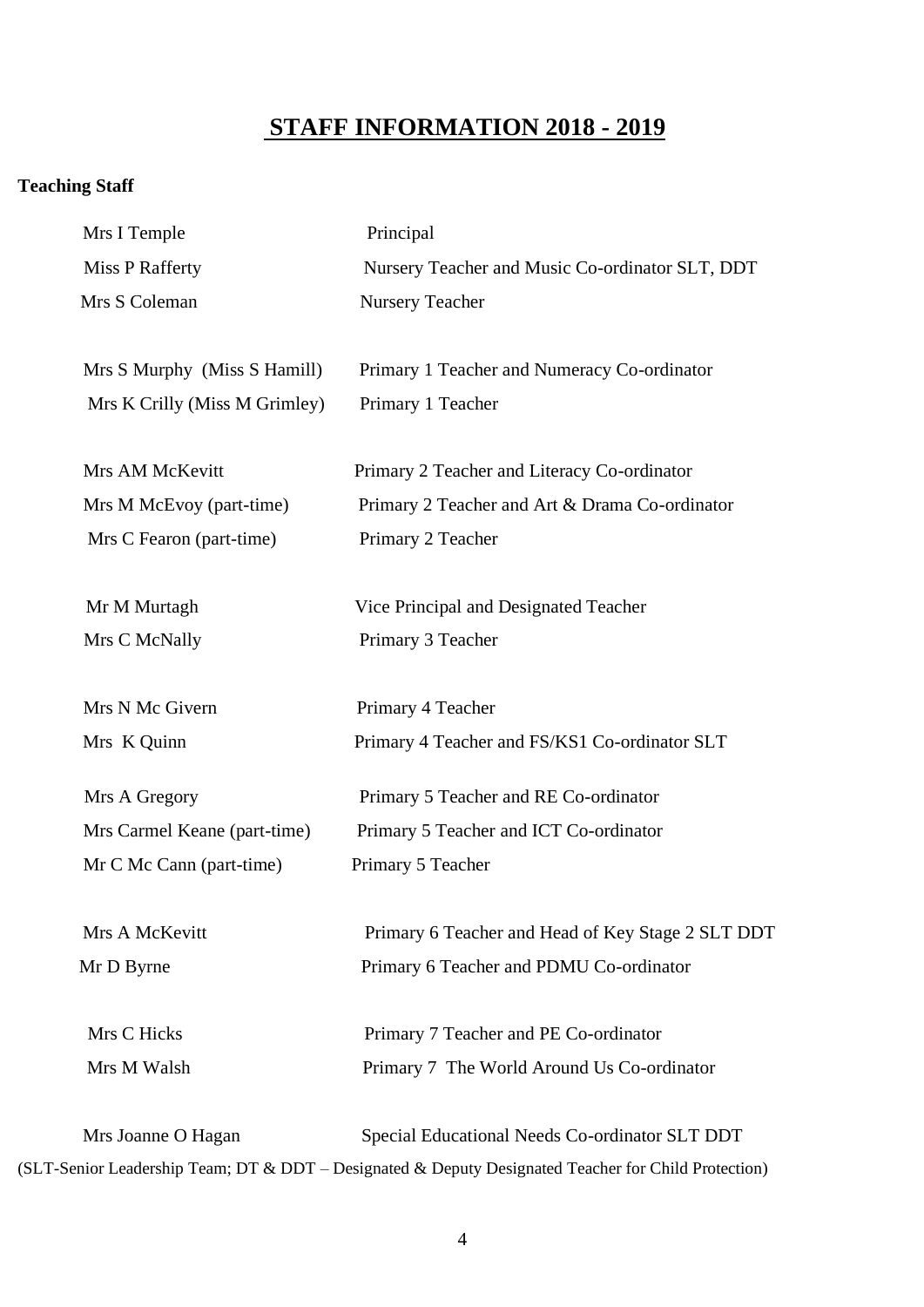# STAFF INFORMATION 2018 - 2019

**Teaching Staff**

| | |
|---|---|
| Mrs I Temple | Principal |
| Miss P Rafferty | Nursery Teacher and Music Co-ordinator SLT, DDT |
| Mrs S Coleman | Nursery Teacher |
| | |
| Mrs S Murphy (Miss S Hamill) | Primary 1 Teacher and Numeracy Co-ordinator |
| Mrs K Crilly (Miss M Grimley) | Primary 1 Teacher |
| | |
| Mrs AM McKevitt | Primary 2 Teacher and Literacy Co-ordinator |
| Mrs M McEvoy (part-time) | Primary 2 Teacher and Art & Drama Co-ordinator |
| Mrs C Fearon (part-time) | Primary 2 Teacher |
| | |
| Mr M Murtagh | Vice Principal and Designated Teacher |
| Mrs C McNally | Primary 3 Teacher |
| | |
| Mrs N Mc Givern | Primary 4 Teacher |
| Mrs K Quinn | Primary 4 Teacher and FS/KS1 Co-ordinator SLT |
| | |
| Mrs A Gregory | Primary 5 Teacher and RE Co-ordinator |
| Mrs Carmel Keane (part-time) | Primary 5 Teacher and ICT Co-ordinator |
| Mr C Mc Cann (part-time) | Primary 5 Teacher |
| | |
| Mrs A McKevitt | Primary 6 Teacher and Head of Key Stage 2 SLT DDT |
| Mr D Byrne | Primary 6 Teacher and PDMU Co-ordinator |
| | |
| Mrs C Hicks | Primary 7 Teacher and PE Co-ordinator |
| Mrs M Walsh | Primary 7 The World Around Us Co-ordinator |
| | |
| Mrs Joanne O Hagan | Special Educational Needs Co-ordinator SLT DDT |

(SLT-Senior Leadership Team; DT & DDT – Designated & Deputy Designated Teacher for Child Protection)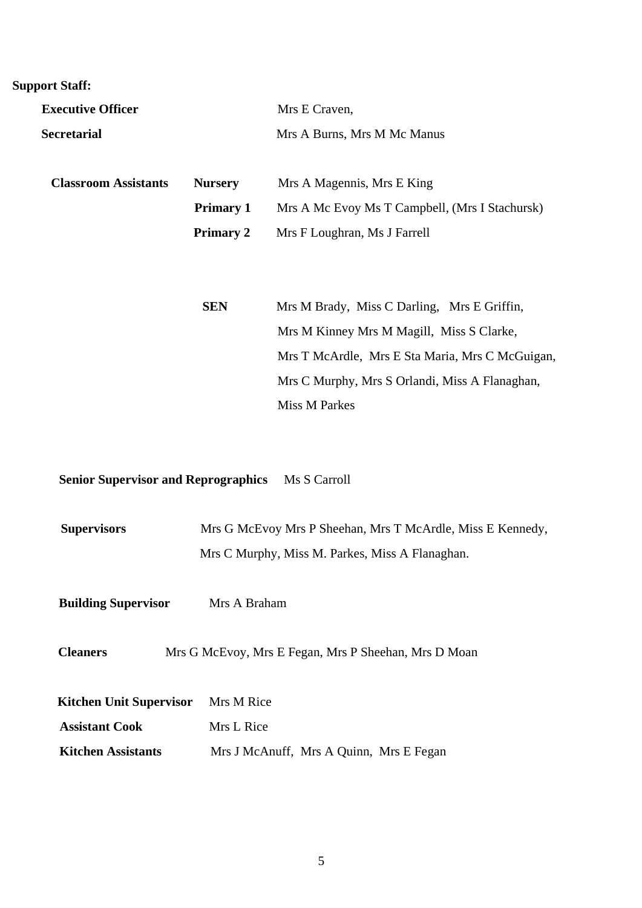**Support Staff:**

| | | |
|---|---|---|
| **Executive Officer** | | Mrs E Craven, |
| **Secretarial** | | Mrs A Burns, Mrs M Mc Manus |
| **Classroom Assistants** | **Nursery** | Mrs A Magennis, Mrs E King |
| | **Primary 1** | Mrs A Mc Evoy Ms T Campbell, (Mrs I Stachursk) |
| | **Primary 2** | Mrs F Loughran, Ms J Farrell |
| | **SEN** | Mrs M Brady, Miss C Darling, Mrs E Griffin, Mrs M Kinney Mrs M Magill, Miss S Clarke, Mrs T McArdle, Mrs E Sta Maria, Mrs C McGuigan, Mrs C Murphy, Mrs S Orlandi, Miss A Flanaghan, Miss M Parkes |

**Senior Supervisor and Reprographics** Ms S Carroll

**Supervisors** Mrs G McEvoy Mrs P Sheehan, Mrs T McArdle, Miss E Kennedy, Mrs C Murphy, Miss M. Parkes, Miss A Flanaghan.

**Building Supervisor** Mrs A Braham

**Cleaners** Mrs G McEvoy, Mrs E Fegan, Mrs P Sheehan, Mrs D Moan

| | |
|---|---|
| **Kitchen Unit Supervisor** | Mrs M Rice |
| **Assistant Cook** | Mrs L Rice |
| **Kitchen Assistants** | Mrs J McAnuff, Mrs A Quinn, Mrs E Fegan |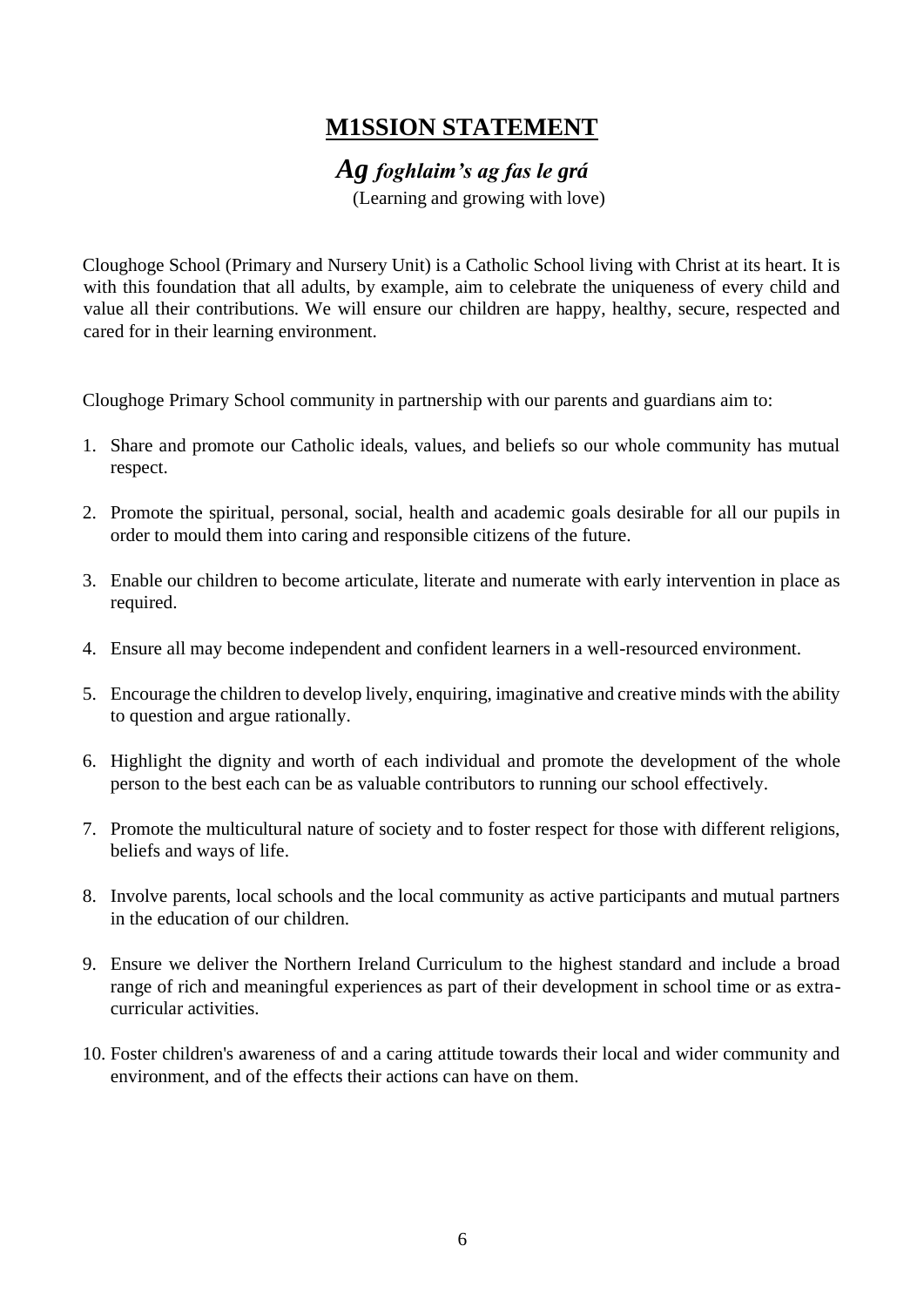# M1SSION STATEMENT

## *Ag foghlaim's ag fas le grá*

(Learning and growing with love)

Cloughoge School (Primary and Nursery Unit) is a Catholic School living with Christ at its heart. It is with this foundation that all adults, by example, aim to celebrate the uniqueness of every child and value all their contributions. We will ensure our children are happy, healthy, secure, respected and cared for in their learning environment.

Cloughoge Primary School community in partnership with our parents and guardians aim to:

1. Share and promote our Catholic ideals, values, and beliefs so our whole community has mutual respect.
2. Promote the spiritual, personal, social, health and academic goals desirable for all our pupils in order to mould them into caring and responsible citizens of the future.
3. Enable our children to become articulate, literate and numerate with early intervention in place as required.
4. Ensure all may become independent and confident learners in a well-resourced environment.
5. Encourage the children to develop lively, enquiring, imaginative and creative minds with the ability to question and argue rationally.
6. Highlight the dignity and worth of each individual and promote the development of the whole person to the best each can be as valuable contributors to running our school effectively.
7. Promote the multicultural nature of society and to foster respect for those with different religions, beliefs and ways of life.
8. Involve parents, local schools and the local community as active participants and mutual partners in the education of our children.
9. Ensure we deliver the Northern Ireland Curriculum to the highest standard and include a broad range of rich and meaningful experiences as part of their development in school time or as extra-curricular activities.
10. Foster children's awareness of and a caring attitude towards their local and wider community and environment, and of the effects their actions can have on them.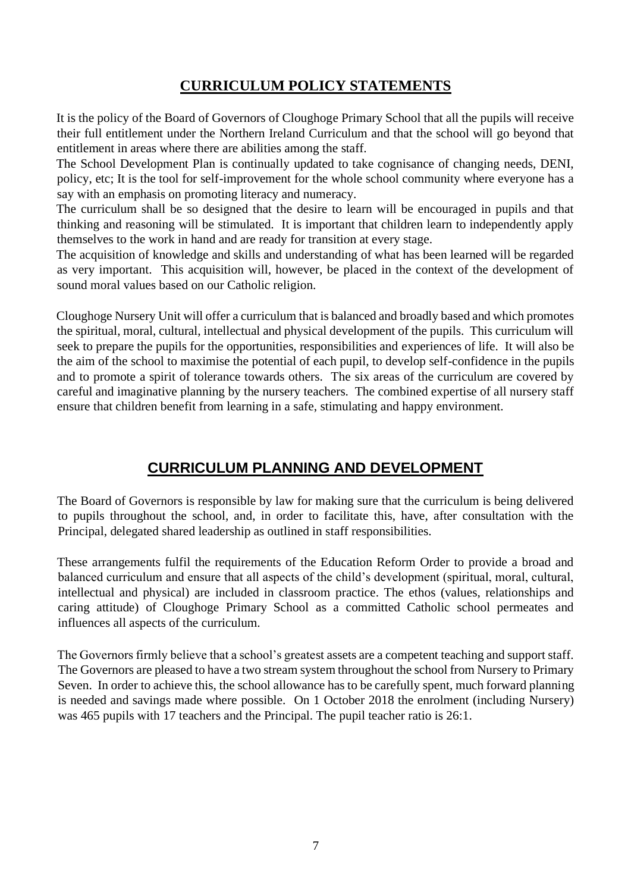## CURRICULUM POLICY STATEMENTS

It is the policy of the Board of Governors of Cloughoge Primary School that all the pupils will receive their full entitlement under the Northern Ireland Curriculum and that the school will go beyond that entitlement in areas where there are abilities among the staff.

The School Development Plan is continually updated to take cognisance of changing needs, DENI, policy, etc; It is the tool for self-improvement for the whole school community where everyone has a say with an emphasis on promoting literacy and numeracy.

The curriculum shall be so designed that the desire to learn will be encouraged in pupils and that thinking and reasoning will be stimulated. It is important that children learn to independently apply themselves to the work in hand and are ready for transition at every stage.

The acquisition of knowledge and skills and understanding of what has been learned will be regarded as very important. This acquisition will, however, be placed in the context of the development of sound moral values based on our Catholic religion.

Cloughoge Nursery Unit will offer a curriculum that is balanced and broadly based and which promotes the spiritual, moral, cultural, intellectual and physical development of the pupils. This curriculum will seek to prepare the pupils for the opportunities, responsibilities and experiences of life. It will also be the aim of the school to maximise the potential of each pupil, to develop self-confidence in the pupils and to promote a spirit of tolerance towards others. The six areas of the curriculum are covered by careful and imaginative planning by the nursery teachers. The combined expertise of all nursery staff ensure that children benefit from learning in a safe, stimulating and happy environment.

## CURRICULUM PLANNING AND DEVELOPMENT

The Board of Governors is responsible by law for making sure that the curriculum is being delivered to pupils throughout the school, and, in order to facilitate this, have, after consultation with the Principal, delegated shared leadership as outlined in staff responsibilities.

These arrangements fulfil the requirements of the Education Reform Order to provide a broad and balanced curriculum and ensure that all aspects of the child's development (spiritual, moral, cultural, intellectual and physical) are included in classroom practice. The ethos (values, relationships and caring attitude) of Cloughoge Primary School as a committed Catholic school permeates and influences all aspects of the curriculum.

The Governors firmly believe that a school's greatest assets are a competent teaching and support staff. The Governors are pleased to have a two stream system throughout the school from Nursery to Primary Seven. In order to achieve this, the school allowance has to be carefully spent, much forward planning is needed and savings made where possible. On 1 October 2018 the enrolment (including Nursery) was 465 pupils with 17 teachers and the Principal. The pupil teacher ratio is 26:1.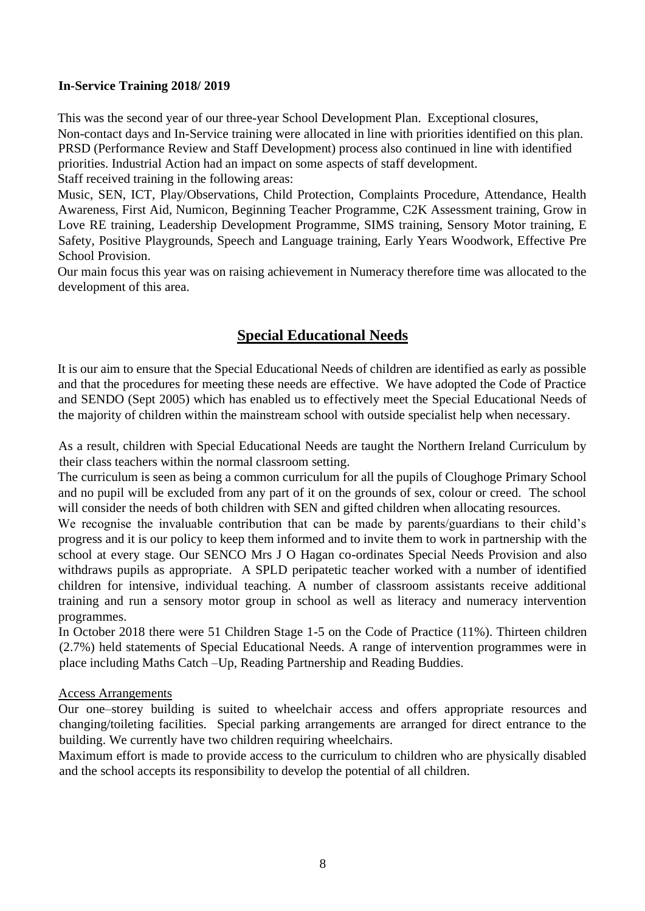**In-Service Training 2018/ 2019**

This was the second year of our three-year School Development Plan. Exceptional closures, Non-contact days and In-Service training were allocated in line with priorities identified on this plan. PRSD (Performance Review and Staff Development) process also continued in line with identified priorities. Industrial Action had an impact on some aspects of staff development.

Staff received training in the following areas:

Music, SEN, ICT, Play/Observations, Child Protection, Complaints Procedure, Attendance, Health Awareness, First Aid, Numicon, Beginning Teacher Programme, C2K Assessment training, Grow in Love RE training, Leadership Development Programme, SIMS training, Sensory Motor training, E Safety, Positive Playgrounds, Speech and Language training, Early Years Woodwork, Effective Pre School Provision.

Our main focus this year was on raising achievement in Numeracy therefore time was allocated to the development of this area.

## Special Educational Needs

It is our aim to ensure that the Special Educational Needs of children are identified as early as possible and that the procedures for meeting these needs are effective. We have adopted the Code of Practice and SENDO (Sept 2005) which has enabled us to effectively meet the Special Educational Needs of the majority of children within the mainstream school with outside specialist help when necessary.

As a result, children with Special Educational Needs are taught the Northern Ireland Curriculum by their class teachers within the normal classroom setting.

The curriculum is seen as being a common curriculum for all the pupils of Cloughoge Primary School and no pupil will be excluded from any part of it on the grounds of sex, colour or creed. The school will consider the needs of both children with SEN and gifted children when allocating resources.

We recognise the invaluable contribution that can be made by parents/guardians to their child's progress and it is our policy to keep them informed and to invite them to work in partnership with the school at every stage. Our SENCO Mrs J O Hagan co-ordinates Special Needs Provision and also withdraws pupils as appropriate. A SPLD peripatetic teacher worked with a number of identified children for intensive, individual teaching. A number of classroom assistants receive additional training and run a sensory motor group in school as well as literacy and numeracy intervention programmes.

In October 2018 there were 51 Children Stage 1-5 on the Code of Practice (11%). Thirteen children (2.7%) held statements of Special Educational Needs. A range of intervention programmes were in place including Maths Catch –Up, Reading Partnership and Reading Buddies.

Access Arrangements

Our one–storey building is suited to wheelchair access and offers appropriate resources and changing/toileting facilities. Special parking arrangements are arranged for direct entrance to the building. We currently have two children requiring wheelchairs.

Maximum effort is made to provide access to the curriculum to children who are physically disabled and the school accepts its responsibility to develop the potential of all children.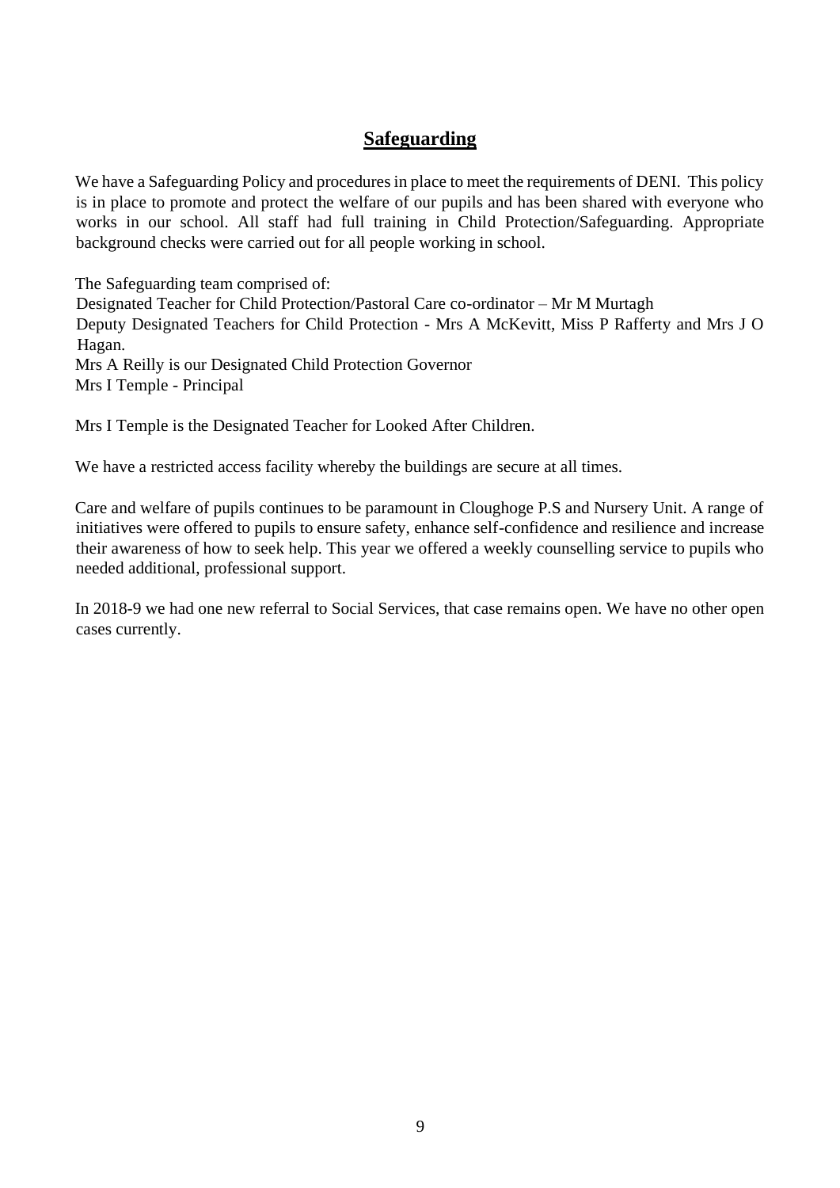## Safeguarding

We have a Safeguarding Policy and procedures in place to meet the requirements of DENI. This policy is in place to promote and protect the welfare of our pupils and has been shared with everyone who works in our school. All staff had full training in Child Protection/Safeguarding. Appropriate background checks were carried out for all people working in school.

The Safeguarding team comprised of:
Designated Teacher for Child Protection/Pastoral Care co-ordinator – Mr M Murtagh
Deputy Designated Teachers for Child Protection - Mrs A McKevitt, Miss P Rafferty and Mrs J O Hagan.
Mrs A Reilly is our Designated Child Protection Governor
Mrs I Temple - Principal

Mrs I Temple is the Designated Teacher for Looked After Children.

We have a restricted access facility whereby the buildings are secure at all times.

Care and welfare of pupils continues to be paramount in Cloughoge P.S and Nursery Unit. A range of initiatives were offered to pupils to ensure safety, enhance self-confidence and resilience and increase their awareness of how to seek help. This year we offered a weekly counselling service to pupils who needed additional, professional support.

In 2018-9 we had one new referral to Social Services, that case remains open. We have no other open cases currently.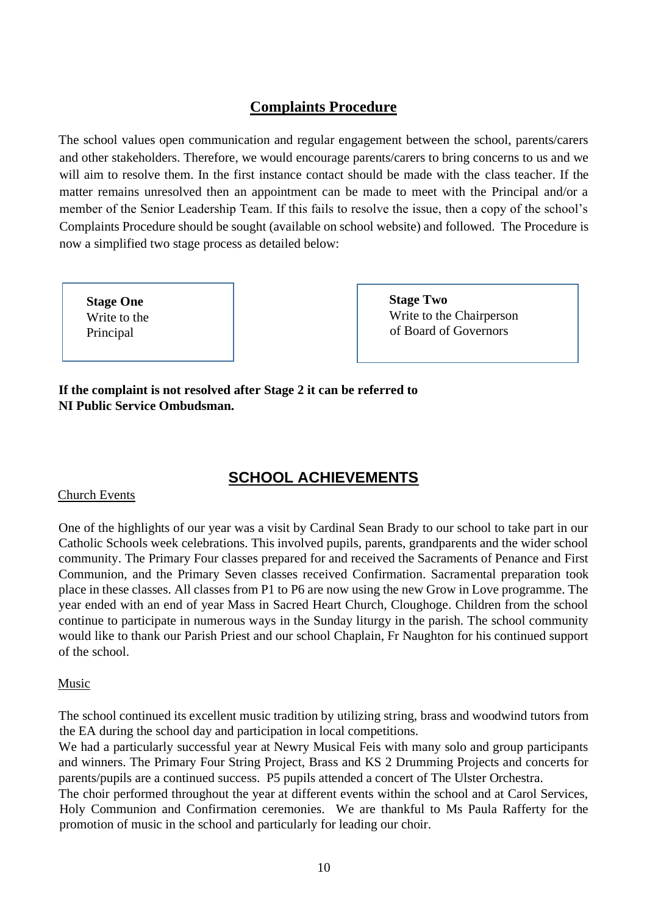## Complaints Procedure

The school values open communication and regular engagement between the school, parents/carers and other stakeholders. Therefore, we would encourage parents/carers to bring concerns to us and we will aim to resolve them. In the first instance contact should be made with the class teacher. If the matter remains unresolved then an appointment can be made to meet with the Principal and/or a member of the Senior Leadership Team. If this fails to resolve the issue, then a copy of the school's Complaints Procedure should be sought (available on school website) and followed. The Procedure is now a simplified two stage process as detailed below:

| **Stage One**<br>Write to the Principal | **Stage Two**<br>Write to the Chairperson of Board of Governors |
|---|---|

**If the complaint is not resolved after Stage 2 it can be referred to NI Public Service Ombudsman.**

## SCHOOL ACHIEVEMENTS

### Church Events

One of the highlights of our year was a visit by Cardinal Sean Brady to our school to take part in our Catholic Schools week celebrations. This involved pupils, parents, grandparents and the wider school community. The Primary Four classes prepared for and received the Sacraments of Penance and First Communion, and the Primary Seven classes received Confirmation. Sacramental preparation took place in these classes. All classes from P1 to P6 are now using the new Grow in Love programme. The year ended with an end of year Mass in Sacred Heart Church, Cloughoge. Children from the school continue to participate in numerous ways in the Sunday liturgy in the parish. The school community would like to thank our Parish Priest and our school Chaplain, Fr Naughton for his continued support of the school.

### Music

The school continued its excellent music tradition by utilizing string, brass and woodwind tutors from the EA during the school day and participation in local competitions.

We had a particularly successful year at Newry Musical Feis with many solo and group participants and winners. The Primary Four String Project, Brass and KS 2 Drumming Projects and concerts for parents/pupils are a continued success. P5 pupils attended a concert of The Ulster Orchestra.

The choir performed throughout the year at different events within the school and at Carol Services, Holy Communion and Confirmation ceremonies. We are thankful to Ms Paula Rafferty for the promotion of music in the school and particularly for leading our choir.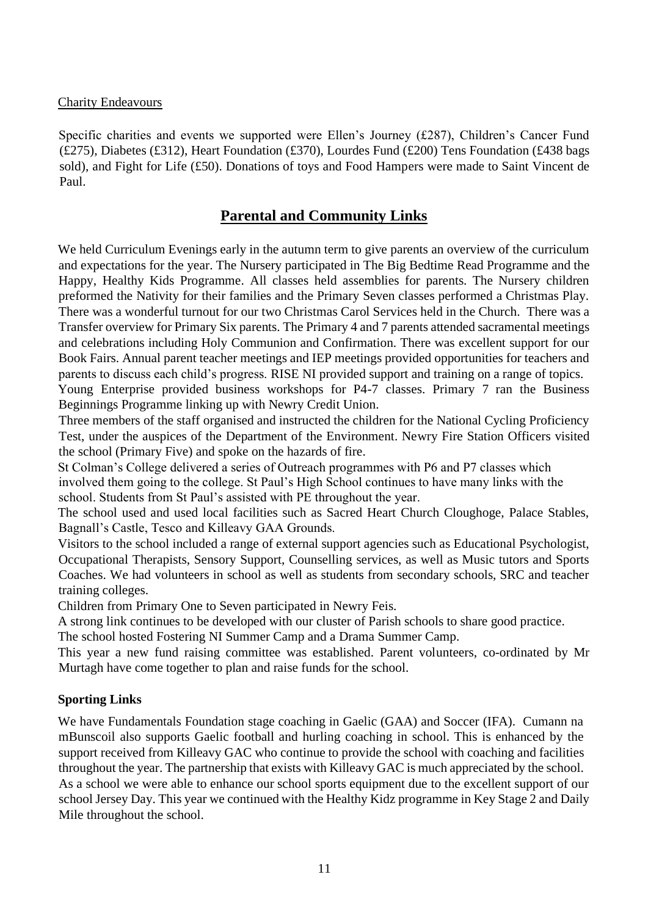Charity Endeavours

Specific charities and events we supported were Ellen's Journey (£287), Children's Cancer Fund (£275), Diabetes (£312), Heart Foundation (£370), Lourdes Fund (£200) Tens Foundation (£438 bags sold), and Fight for Life (£50). Donations of toys and Food Hampers were made to Saint Vincent de Paul.

## Parental and Community Links

We held Curriculum Evenings early in the autumn term to give parents an overview of the curriculum and expectations for the year. The Nursery participated in The Big Bedtime Read Programme and the Happy, Healthy Kids Programme. All classes held assemblies for parents. The Nursery children preformed the Nativity for their families and the Primary Seven classes performed a Christmas Play. There was a wonderful turnout for our two Christmas Carol Services held in the Church. There was a Transfer overview for Primary Six parents. The Primary 4 and 7 parents attended sacramental meetings and celebrations including Holy Communion and Confirmation. There was excellent support for our Book Fairs. Annual parent teacher meetings and IEP meetings provided opportunities for teachers and parents to discuss each child's progress. RISE NI provided support and training on a range of topics.
Young Enterprise provided business workshops for P4-7 classes. Primary 7 ran the Business Beginnings Programme linking up with Newry Credit Union.
Three members of the staff organised and instructed the children for the National Cycling Proficiency Test, under the auspices of the Department of the Environment. Newry Fire Station Officers visited the school (Primary Five) and spoke on the hazards of fire.
St Colman's College delivered a series of Outreach programmes with P6 and P7 classes which involved them going to the college. St Paul's High School continues to have many links with the school. Students from St Paul's assisted with PE throughout the year.
The school used and used local facilities such as Sacred Heart Church Cloughoge, Palace Stables, Bagnall's Castle, Tesco and Killeavy GAA Grounds.
Visitors to the school included a range of external support agencies such as Educational Psychologist, Occupational Therapists, Sensory Support, Counselling services, as well as Music tutors and Sports Coaches. We had volunteers in school as well as students from secondary schools, SRC and teacher training colleges.
Children from Primary One to Seven participated in Newry Feis.
A strong link continues to be developed with our cluster of Parish schools to share good practice.
The school hosted Fostering NI Summer Camp and a Drama Summer Camp.
This year a new fund raising committee was established. Parent volunteers, co-ordinated by Mr Murtagh have come together to plan and raise funds for the school.

**Sporting Links**

We have Fundamentals Foundation stage coaching in Gaelic (GAA) and Soccer (IFA). Cumann na mBunscoil also supports Gaelic football and hurling coaching in school. This is enhanced by the support received from Killeavy GAC who continue to provide the school with coaching and facilities throughout the year. The partnership that exists with Killeavy GAC is much appreciated by the school. As a school we were able to enhance our school sports equipment due to the excellent support of our school Jersey Day. This year we continued with the Healthy Kidz programme in Key Stage 2 and Daily Mile throughout the school.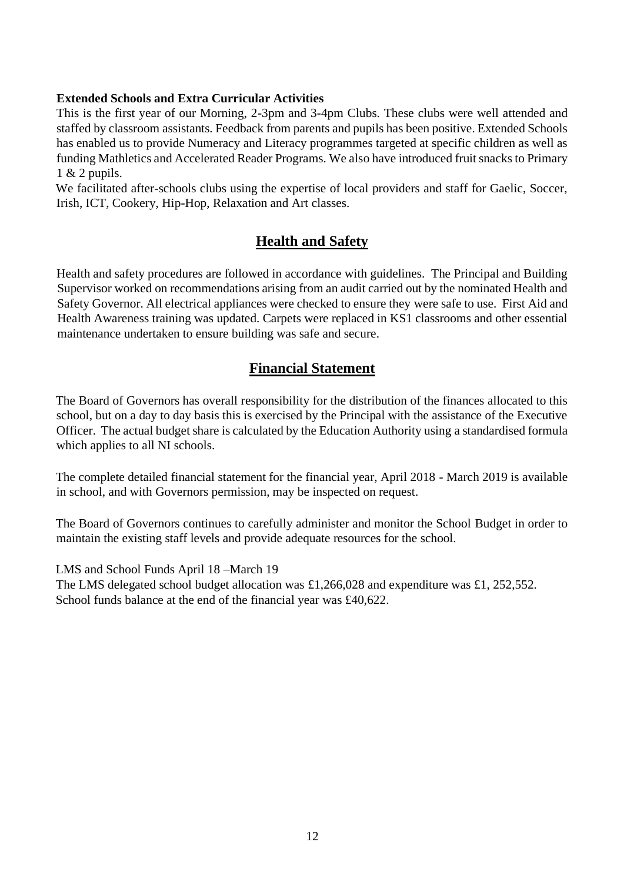**Extended Schools and Extra Curricular Activities**

This is the first year of our Morning, 2-3pm and 3-4pm Clubs. These clubs were well attended and staffed by classroom assistants. Feedback from parents and pupils has been positive. Extended Schools has enabled us to provide Numeracy and Literacy programmes targeted at specific children as well as funding Mathletics and Accelerated Reader Programs. We also have introduced fruit snacks to Primary 1 & 2 pupils.

We facilitated after-schools clubs using the expertise of local providers and staff for Gaelic, Soccer, Irish, ICT, Cookery, Hip-Hop, Relaxation and Art classes.

## Health and Safety

Health and safety procedures are followed in accordance with guidelines. The Principal and Building Supervisor worked on recommendations arising from an audit carried out by the nominated Health and Safety Governor. All electrical appliances were checked to ensure they were safe to use. First Aid and Health Awareness training was updated. Carpets were replaced in KS1 classrooms and other essential maintenance undertaken to ensure building was safe and secure.

## Financial Statement

The Board of Governors has overall responsibility for the distribution of the finances allocated to this school, but on a day to day basis this is exercised by the Principal with the assistance of the Executive Officer. The actual budget share is calculated by the Education Authority using a standardised formula which applies to all NI schools.

The complete detailed financial statement for the financial year, April 2018 - March 2019 is available in school, and with Governors permission, may be inspected on request.

The Board of Governors continues to carefully administer and monitor the School Budget in order to maintain the existing staff levels and provide adequate resources for the school.

LMS and School Funds April 18 –March 19

The LMS delegated school budget allocation was £1,266,028 and expenditure was £1, 252,552. School funds balance at the end of the financial year was £40,622.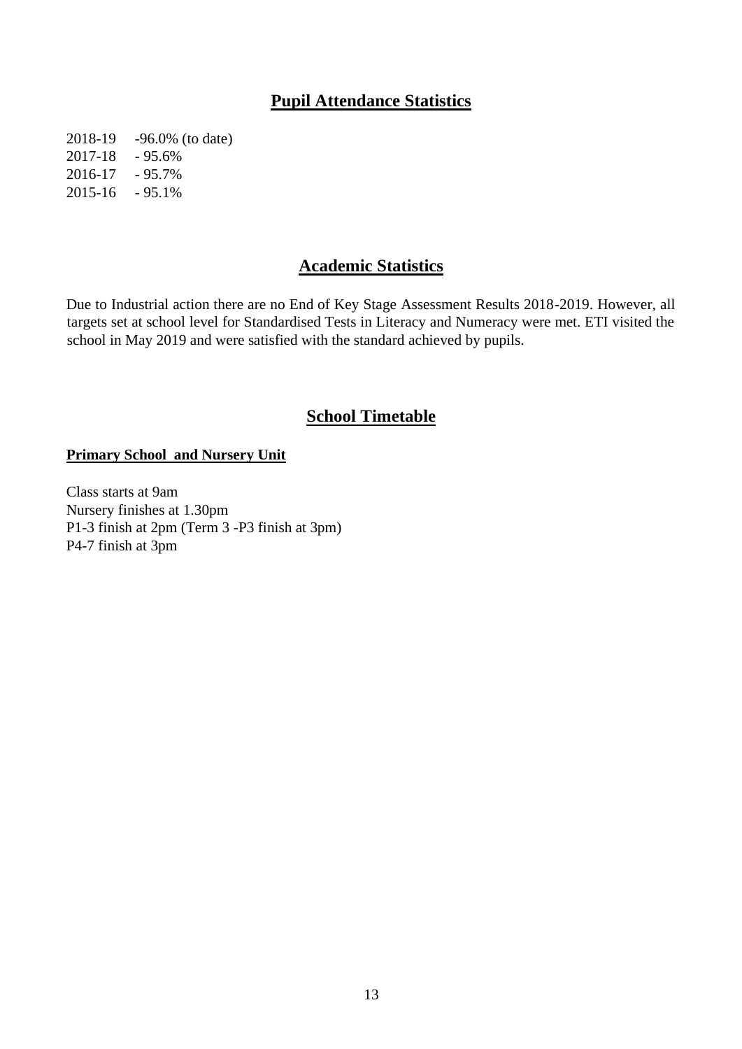## Pupil Attendance Statistics

2018-19 -96.0% (to date)
2017-18 - 95.6%
2016-17 - 95.7%
2015-16 - 95.1%

## Academic Statistics

Due to Industrial action there are no End of Key Stage Assessment Results 2018-2019. However, all targets set at school level for Standardised Tests in Literacy and Numeracy were met. ETI visited the school in May 2019 and were satisfied with the standard achieved by pupils.

## School Timetable

**Primary School and Nursery Unit**

Class starts at 9am
Nursery finishes at 1.30pm
P1-3 finish at 2pm (Term 3 -P3 finish at 3pm)
P4-7 finish at 3pm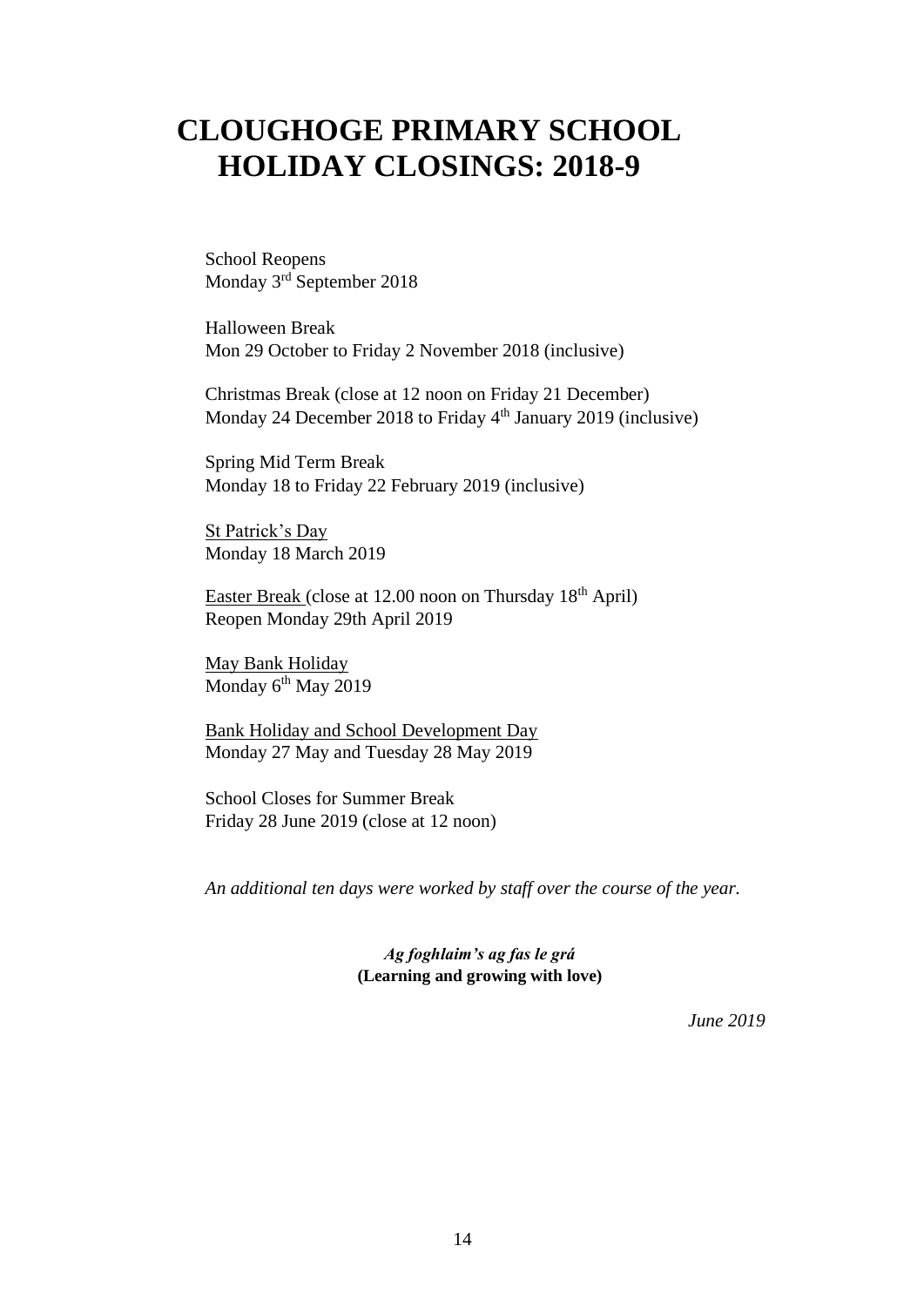# CLOUGHOGE PRIMARY SCHOOL
# HOLIDAY CLOSINGS: 2018-9

School Reopens
Monday 3rd September 2018

Halloween Break
Mon 29 October to Friday 2 November 2018 (inclusive)

Christmas Break (close at 12 noon on Friday 21 December)
Monday 24 December 2018 to Friday 4th January 2019 (inclusive)

Spring Mid Term Break
Monday 18 to Friday 22 February 2019 (inclusive)

St Patrick's Day
Monday 18 March 2019

Easter Break (close at 12.00 noon on Thursday 18th April)
Reopen Monday 29th April 2019

May Bank Holiday
Monday 6th May 2019

Bank Holiday and School Development Day
Monday 27 May and Tuesday 28 May 2019

School Closes for Summer Break
Friday 28 June 2019 (close at 12 noon)

*An additional ten days were worked by staff over the course of the year.*

***Ag foghlaim's ag fas le grá***
**(Learning and growing with love)**

*June 2019*